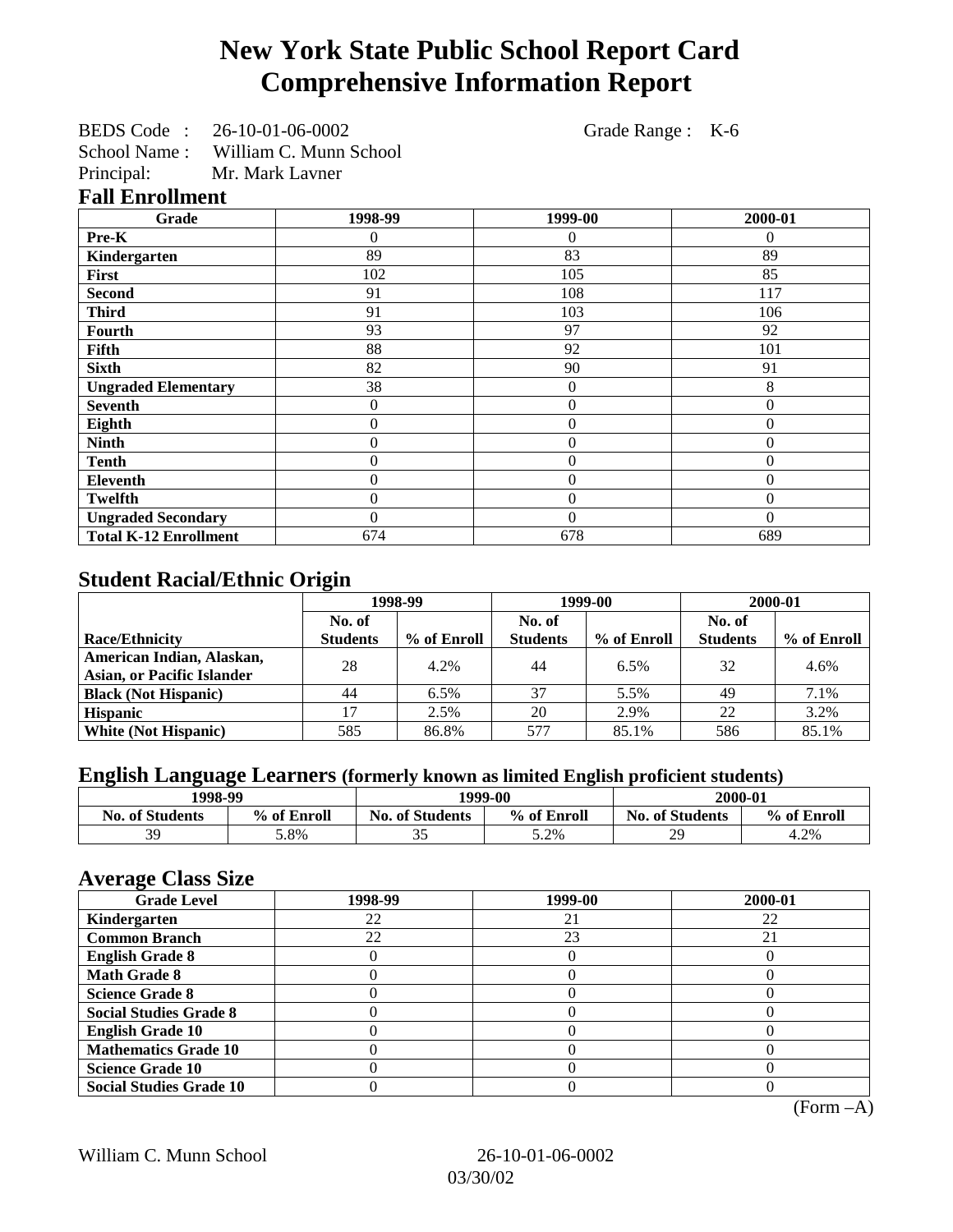# New York State Public School Report Card
# Comprehensive Information Report

BEDS Code : 26-10-01-06-0002 Grade Range : K-6
School Name : William C. Munn School
Principal: Mr. Mark Lavner

## Fall Enrollment

| Grade | 1998-99 | 1999-00 | 2000-01 |
|---|---|---|---|
| Pre-K | 0 | 0 | 0 |
| Kindergarten | 89 | 83 | 89 |
| First | 102 | 105 | 85 |
| Second | 91 | 108 | 117 |
| Third | 91 | 103 | 106 |
| Fourth | 93 | 97 | 92 |
| Fifth | 88 | 92 | 101 |
| Sixth | 82 | 90 | 91 |
| Ungraded Elementary | 38 | 0 | 8 |
| Seventh | 0 | 0 | 0 |
| Eighth | 0 | 0 | 0 |
| Ninth | 0 | 0 | 0 |
| Tenth | 0 | 0 | 0 |
| Eleventh | 0 | 0 | 0 |
| Twelfth | 0 | 0 | 0 |
| Ungraded Secondary | 0 | 0 | 0 |
| Total K-12 Enrollment | 674 | 678 | 689 |

## Student Racial/Ethnic Origin

| | 1998-99 | | 1999-00 | | 2000-01 | |
|---|---|---|---|---|---|---|
| Race/Ethnicity | No. of Students | % of Enroll | No. of Students | % of Enroll | No. of Students | % of Enroll |
| American Indian, Alaskan, Asian, or Pacific Islander | 28 | 4.2% | 44 | 6.5% | 32 | 4.6% |
| Black (Not Hispanic) | 44 | 6.5% | 37 | 5.5% | 49 | 7.1% |
| Hispanic | 17 | 2.5% | 20 | 2.9% | 22 | 3.2% |
| White (Not Hispanic) | 585 | 86.8% | 577 | 85.1% | 586 | 85.1% |

## English Language Learners (formerly known as limited English proficient students)

| 1998-99 | | 1999-00 | | 2000-01 | |
|---|---|---|---|---|---|
| No. of Students | % of Enroll | No. of Students | % of Enroll | No. of Students | % of Enroll |
| 39 | 5.8% | 35 | 5.2% | 29 | 4.2% |

## Average Class Size

| Grade Level | 1998-99 | 1999-00 | 2000-01 |
|---|---|---|---|
| Kindergarten | 22 | 21 | 22 |
| Common Branch | 22 | 23 | 21 |
| English Grade 8 | 0 | 0 | 0 |
| Math Grade 8 | 0 | 0 | 0 |
| Science Grade 8 | 0 | 0 | 0 |
| Social Studies Grade 8 | 0 | 0 | 0 |
| English Grade 10 | 0 | 0 | 0 |
| Mathematics Grade 10 | 0 | 0 | 0 |
| Science Grade 10 | 0 | 0 | 0 |
| Social Studies Grade 10 | 0 | 0 | 0 |

(Form –A)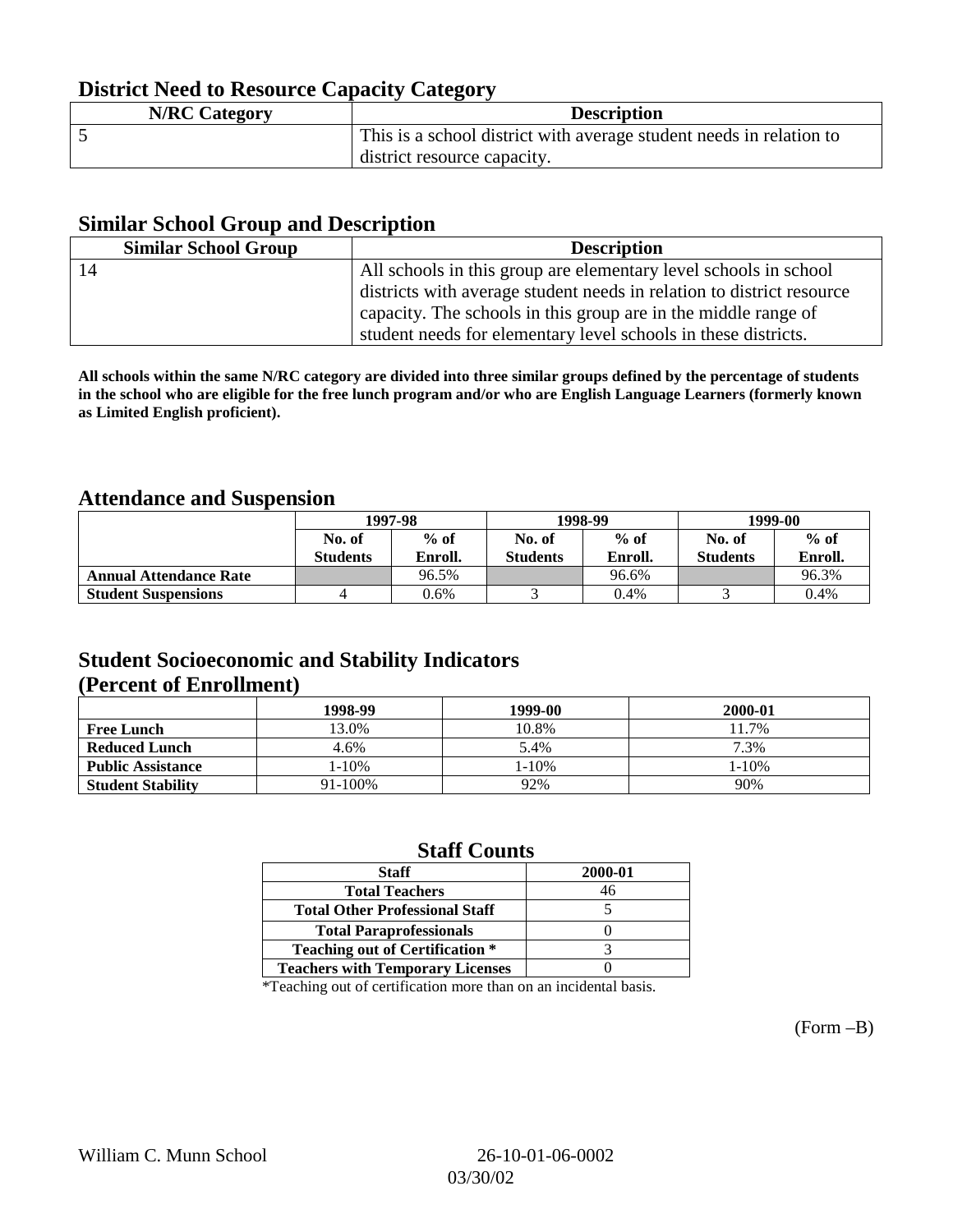## District Need to Resource Capacity Category

| N/RC Category | Description |
|---|---|
| 5 | This is a school district with average student needs in relation to district resource capacity. |

## Similar School Group and Description

| Similar School Group | Description |
|---|---|
| 14 | All schools in this group are elementary level schools in school districts with average student needs in relation to district resource capacity. The schools in this group are in the middle range of student needs for elementary level schools in these districts. |

**All schools within the same N/RC category are divided into three similar groups defined by the percentage of students in the school who are eligible for the free lunch program and/or who are English Language Learners (formerly known as Limited English proficient).**

## Attendance and Suspension

| | 1997-98 | | 1998-99 | | 1999-00 | |
|---|---|---|---|---|---|---|
| | No. of Students | % of Enroll. | No. of Students | % of Enroll. | No. of Students | % of Enroll. |
| **Annual Attendance Rate** | | 96.5% | | 96.6% | | 96.3% |
| **Student Suspensions** | 4 | 0.6% | 3 | 0.4% | 3 | 0.4% |

## Student Socioeconomic and Stability Indicators (Percent of Enrollment)

| | 1998-99 | 1999-00 | 2000-01 |
|---|---|---|---|
| **Free Lunch** | 13.0% | 10.8% | 11.7% |
| **Reduced Lunch** | 4.6% | 5.4% | 7.3% |
| **Public Assistance** | 1-10% | 1-10% | 1-10% |
| **Student Stability** | 91-100% | 92% | 90% |

## Staff Counts

| Staff | 2000-01 |
|---|---|
| Total Teachers | 46 |
| Total Other Professional Staff | 5 |
| Total Paraprofessionals | 0 |
| Teaching out of Certification * | 3 |
| Teachers with Temporary Licenses | 0 |

*Teaching out of certification more than on an incidental basis.

(Form –B)

William C. Munn School 26-10-01-06-0002

03/30/02